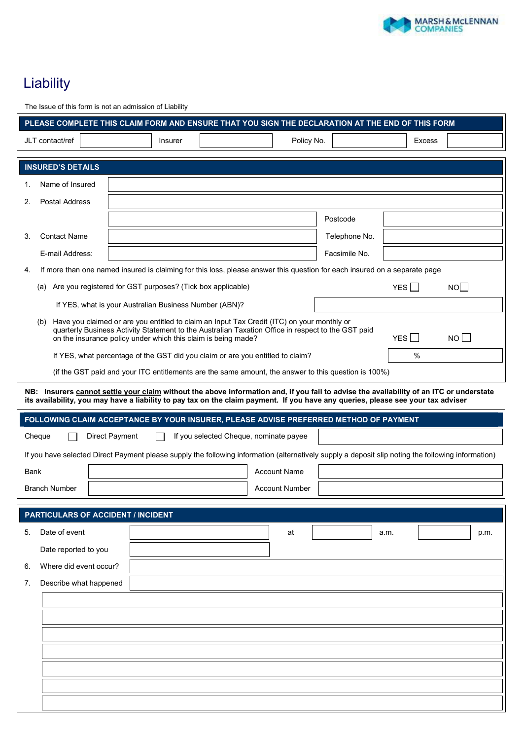# Liability

The Issue of this form is not an admission of Liability

**PLEASE COMPLETE THIS CLAIM FORM AND ENSURE THAT YOU SIGN THE DECLARATION AT THE END OF THIS FORM**

| JLT contact/ref | | Insurer | | Policy No. | | Excess | |
|---|---|---|---|---|---|---|---|

## INSURED'S DETAILS

| | | | |
|---|---|---|---|
| 1. Name of Insured | | | |
| 2. Postal Address | | | |
| | | Postcode | |
| 3. Contact Name | | Telephone No. | |
| E-mail Address: | | Facsimile No. | |

4. If more than one named insured is claiming for this loss, please answer this question for each insured on a separate page

(a) Are you registered for GST purposes? (Tick box applicable) YES ☐ NO ☐

If YES, what is your Australian Business Number (ABN)?

(b) Have you claimed or are you entitled to claim an Input Tax Credit (ITC) on your monthly or quarterly Business Activity Statement to the Australian Taxation Office in respect to the GST paid on the insurance policy under which this claim is being made? YES ☐ NO ☐

If YES, what percentage of the GST did you claim or are you entitled to claim? %

(if the GST paid and your ITC entitlements are the same amount, the answer to this question is 100%)

**NB: Insurers cannot settle your claim without the above information and, if you fail to advise the availability of an ITC or understate its availability, you may have a liability to pay tax on the claim payment. If you have any queries, please see your tax adviser**

## FOLLOWING CLAIM ACCEPTANCE BY YOUR INSURER, PLEASE ADVISE PREFERRED METHOD OF PAYMENT

Cheque ☐ Direct Payment ☐ If you selected Cheque, nominate payee

If you have selected Direct Payment please supply the following information (alternatively supply a deposit slip noting the following information)

| | | | |
|---|---|---|---|
| Bank | | Account Name | |
| Branch Number | | Account Number | |

## PARTICULARS OF ACCIDENT / INCIDENT

| | | | | | |
|---|---|---|---|---|---|
| 5. Date of event | | at | a.m. | | p.m. |
| Date reported to you | | | | | |

6. Where did event occur?

7. Describe what happened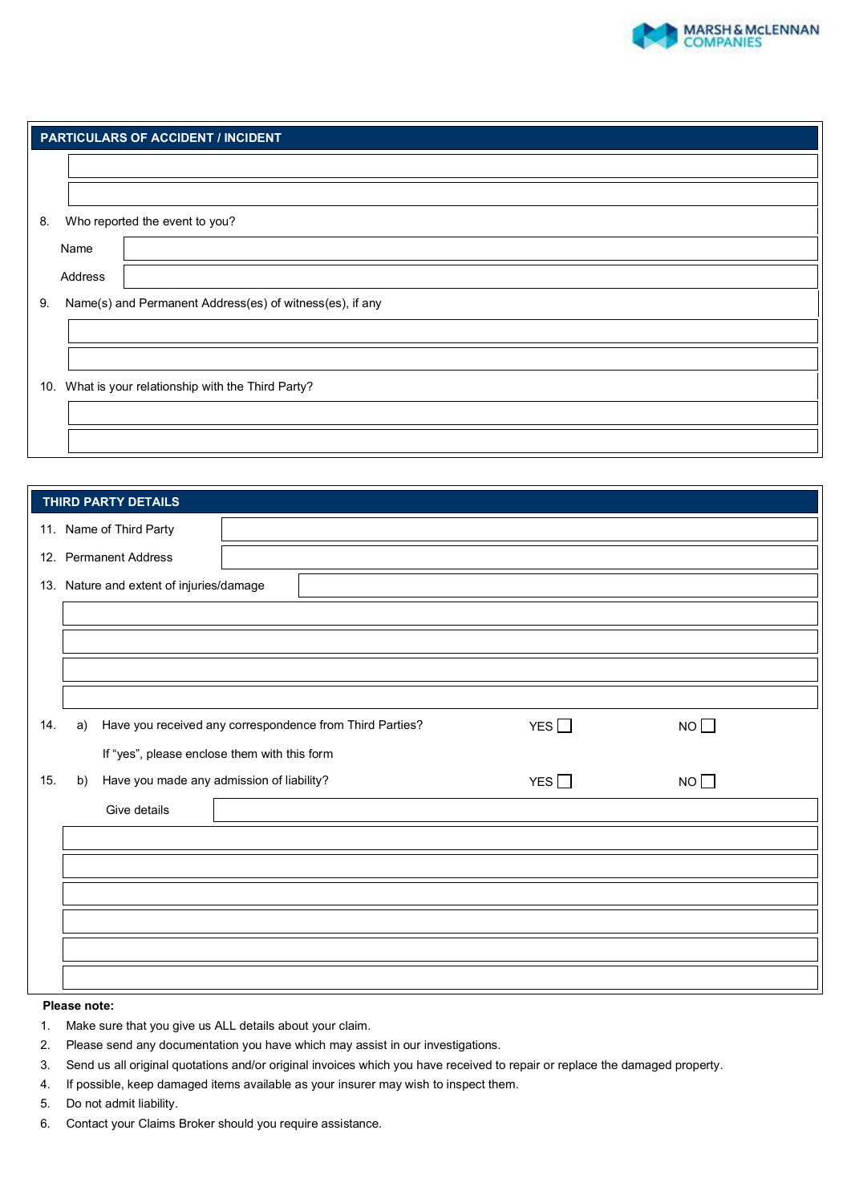## PARTICULARS OF ACCIDENT / INCIDENT

8. Who reported the event to you?

   Name

   Address

9. Name(s) and Permanent Address(es) of witness(es), if any

10. What is your relationship with the Third Party?

## THIRD PARTY DETAILS

11. Name of Third Party

12. Permanent Address

13. Nature and extent of injuries/damage

14. a) Have you received any correspondence from Third Parties? YES ☐ NO ☐

    If "yes", please enclose them with this form

15. b) Have you made any admission of liability? YES ☐ NO ☐

    Give details

**Please note:**

1. Make sure that you give us ALL details about your claim.
2. Please send any documentation you have which may assist in our investigations.
3. Send us all original quotations and/or original invoices which you have received to repair or replace the damaged property.
4. If possible, keep damaged items available as your insurer may wish to inspect them.
5. Do not admit liability.
6. Contact your Claims Broker should you require assistance.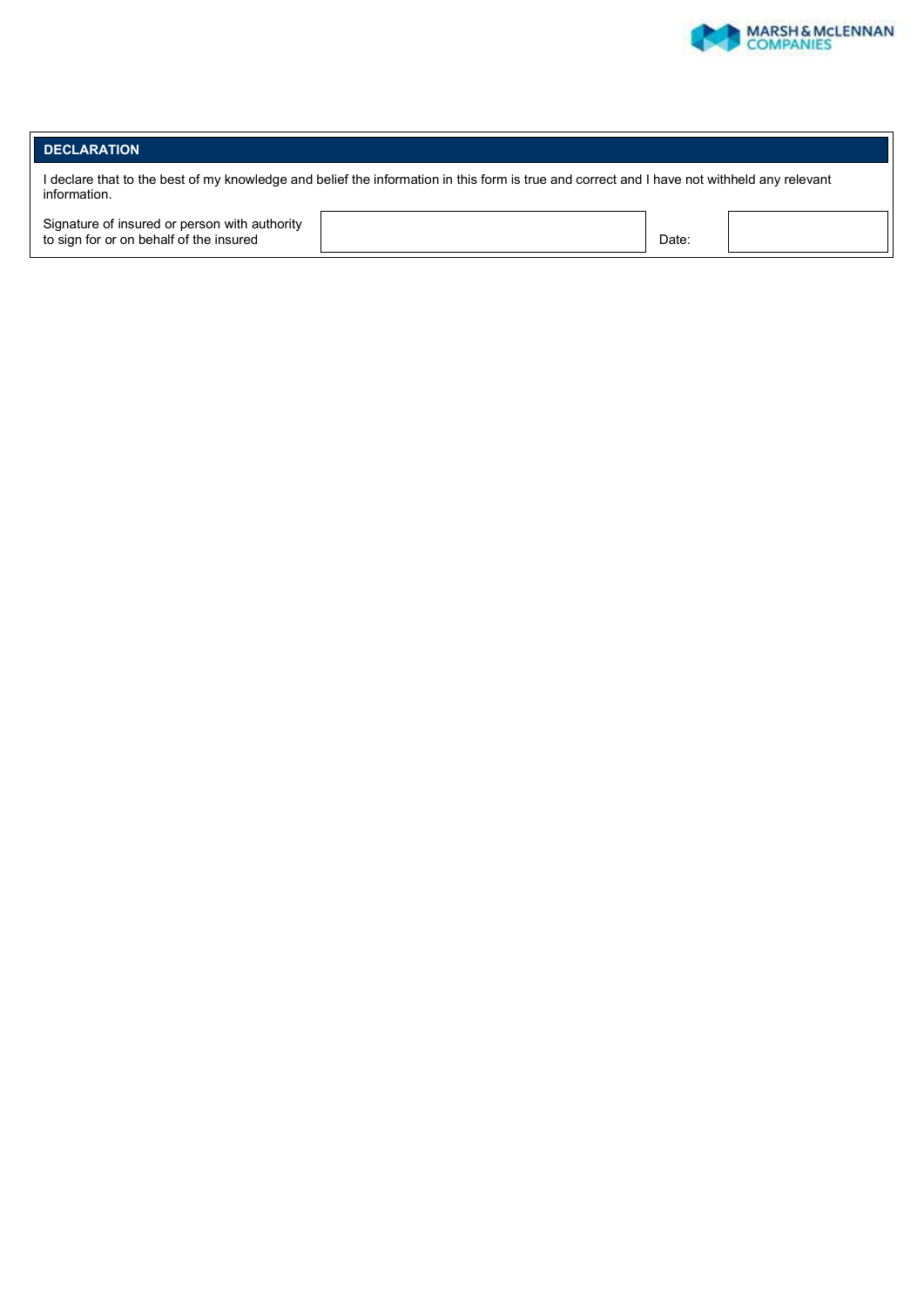## DECLARATION

I declare that to the best of my knowledge and belief the information in this form is true and correct and I have not withheld any relevant information.

| | | | |
|---|---|---|---|
| Signature of insured or person with authority to sign for or on behalf of the insured | | Date: | |